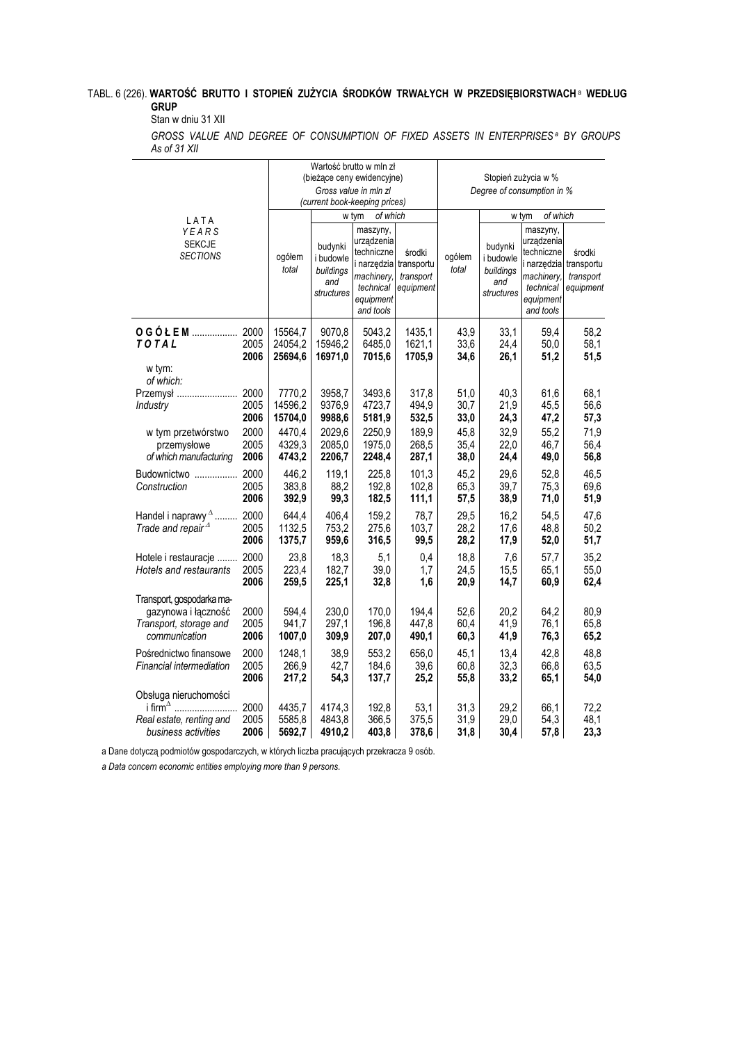TABL. 6 (226). **WARTOŚĆ BRUTTO I STOPIEŃ ZUŻYCIA ŚRODKÓW TRWAŁYCH W PRZEDSIĘBIORSTWACH** [a] **WEDŁUG GRUP**

Stan w dniu 31 XII

*GROSS VALUE AND DEGREE OF CONSUMPTION OF FIXED ASSETS IN ENTERPRISES* [a] *BY GROUPS*
*As of 31 XII*

| LATA *YEARS* SEKCJE *SECTIONS* | | Wartość brutto w mln zł (bieżące ceny ewidencyjne) *Gross value in mln zl (current book-keeping prices)* | | | | Stopień zużycia w % *Degree of consumption in %* | | | |
|---|---|---|---|---|---|---|---|---|---|
| | | ogółem *total* | w tym *of which* | | | ogółem *total* | w tym *of which* | | |
| | | | budynki i budowle *buildings and structures* | maszyny, urządzenia techniczne i narzędzia *machinery, technical equipment and tools* | środki transportu *transport equipment* | | budynki i budowle *buildings and structures* | maszyny, urządzenia techniczne i narzędzia *machinery, technical equipment and tools* | środki transportu *transport equipment* |
| **O G Ó Ł E M** .................. *TOTAL* | 2000 | 15564,7 | 9070,8 | 5043,2 | 1435,1 | 43,9 | 33,1 | 59,4 | 58,2 |
| | 2005 | 24054,2 | 15946,2 | 6485,0 | 1621,1 | 33,6 | 24,4 | 50,0 | 58,1 |
| | **2006** | **25694,6** | **16971,0** | **7015,6** | **1705,9** | **34,6** | **26,1** | **51,2** | **51,5** |
| w tym: *of which:* | | | | | | | | | |
| Przemysł ........................ *Industry* | 2000 | 7770,2 | 3958,7 | 3493,6 | 317,8 | 51,0 | 40,3 | 61,6 | 68,1 |
| | 2005 | 14596,2 | 9376,9 | 4723,7 | 494,9 | 30,7 | 21,9 | 45,5 | 56,6 |
| | **2006** | **15704,0** | **9988,6** | **5181,9** | **532,5** | **33,0** | **24,3** | **47,2** | **57,3** |
| w tym przetwórstwo przemysłowe *of which manufacturing* | 2000 | 4470,4 | 2029,6 | 2250,9 | 189,9 | 45,8 | 32,9 | 55,2 | 71,9 |
| | 2005 | 4329,3 | 2085,0 | 1975,0 | 268,5 | 35,4 | 22,0 | 46,7 | 56,4 |
| | **2006** | **4743,2** | **2206,7** | **2248,4** | **287,1** | **38,0** | **24,4** | **49,0** | **56,8** |
| Budownictwo ................. *Construction* | 2000 | 446,2 | 119,1 | 225,8 | 101,3 | 45,2 | 29,6 | 52,8 | 46,5 |
| | 2005 | 383,8 | 88,2 | 192,8 | 102,8 | 65,3 | 39,7 | 75,3 | 69,6 |
| | **2006** | **392,9** | **99,3** | **182,5** | **111,1** | **57,5** | **38,9** | **71,0** | **51,9** |
| Handel i naprawy [Δ] ......... *Trade and repair* [Δ] | 2000 | 644,4 | 406,4 | 159,2 | 78,7 | 29,5 | 16,2 | 54,5 | 47,6 |
| | 2005 | 1132,5 | 753,2 | 275,6 | 103,7 | 28,2 | 17,6 | 48,8 | 50,2 |
| | **2006** | **1375,7** | **959,6** | **316,5** | **99,5** | **28,2** | **17,9** | **52,0** | **51,7** |
| Hotele i restauracje ........ *Hotels and restaurants* | 2000 | 23,8 | 18,3 | 5,1 | 0,4 | 18,8 | 7,6 | 57,7 | 35,2 |
| | 2005 | 223,4 | 182,7 | 39,0 | 1,7 | 24,5 | 15,5 | 65,1 | 55,0 |
| | **2006** | **259,5** | **225,1** | **32,8** | **1,6** | **20,9** | **14,7** | **60,9** | **62,4** |
| Transport, gospodarka magazynowa i łączność *Transport, storage and communication* | 2000 | 594,4 | 230,0 | 170,0 | 194,4 | 52,6 | 20,2 | 64,2 | 80,9 |
| | 2005 | 941,7 | 297,1 | 196,8 | 447,8 | 60,4 | 41,9 | 76,1 | 65,8 |
| | **2006** | **1007,0** | **309,9** | **207,0** | **490,1** | **60,3** | **41,9** | **76,3** | **65,2** |
| Pośrednictwo finansowe *Financial intermediation* | 2000 | 1248,1 | 38,9 | 553,2 | 656,0 | 45,1 | 13,4 | 42,8 | 48,8 |
| | 2005 | 266,9 | 42,7 | 184,6 | 39,6 | 60,8 | 32,3 | 66,8 | 63,5 |
| | **2006** | **217,2** | **54,3** | **137,7** | **25,2** | **55,8** | **33,2** | **65,1** | **54,0** |
| Obsługa nieruchomości i firm [Δ] ......................... *Real estate, renting and business activities* | 2000 | 4435,7 | 4174,3 | 192,8 | 53,1 | 31,3 | 29,2 | 66,1 | 72,2 |
| | 2005 | 5585,8 | 4843,8 | 366,5 | 375,5 | 31,9 | 29,0 | 54,3 | 48,1 |
| | **2006** | **5692,7** | **4910,2** | **403,8** | **378,6** | **31,8** | **30,4** | **57,8** | **23,3** |

a Dane dotyczą podmiotów gospodarczych, w których liczba pracujących przekracza 9 osób.

*a Data concern economic entities employing more than 9 persons.*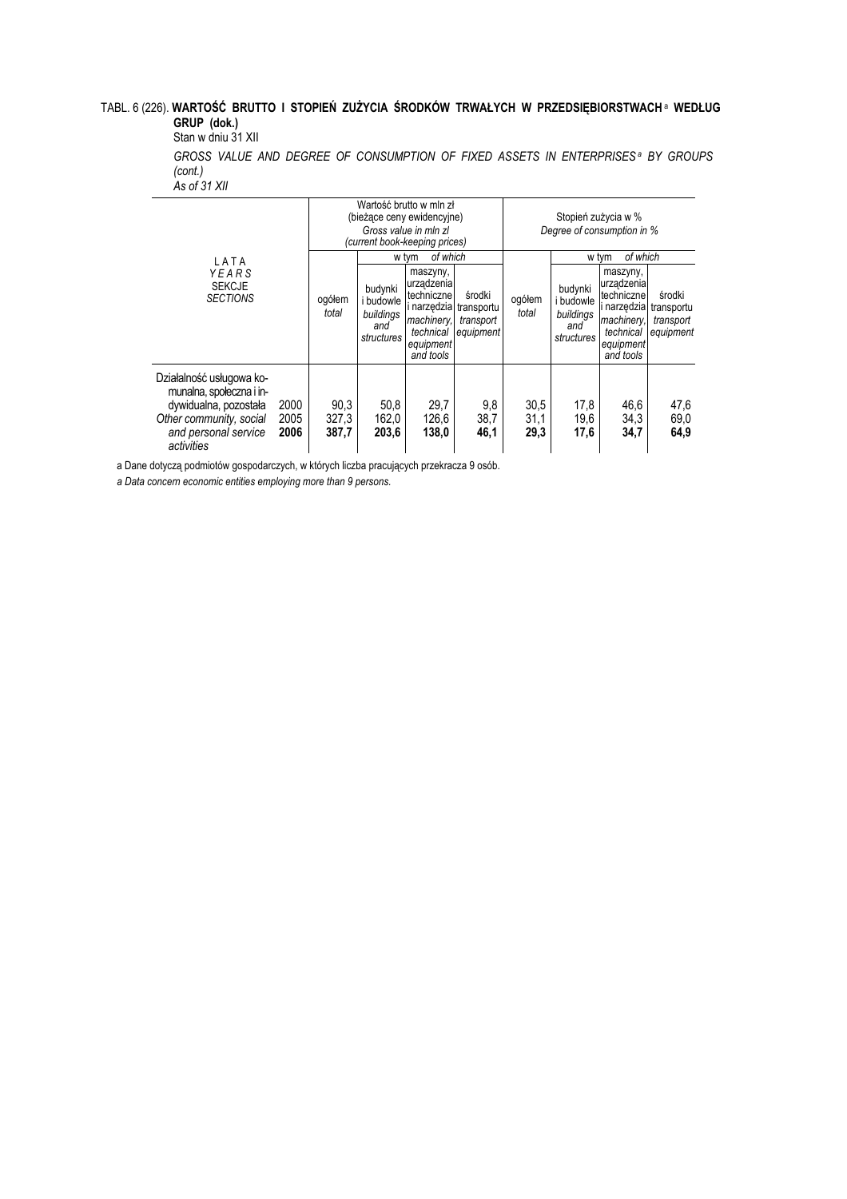TABL. 6 (226). **WARTOŚĆ BRUTTO I STOPIEŃ ZUŻYCIA ŚRODKÓW TRWAŁYCH W PRZEDSIĘBIORSTWACH**[a] **WEDŁUG GRUP (dok.)**

Stan w dniu 31 XII

*GROSS VALUE AND DEGREE OF CONSUMPTION OF FIXED ASSETS IN ENTERPRISES*[a] *BY GROUPS (cont.)*

*As of 31 XII*

| LATA *YEARS* SEKCJE *SECTIONS* | | Wartość brutto w mln zł (bieżące ceny ewidencyjne) *Gross value in mln zl (current book-keeping prices)* | | | | Stopień zużycia w % *Degree of consumption in %* | | | |
|---|---|---|---|---|---|---|---|---|---|
| | | ogółem *total* | w tym *of which* | | | ogółem *total* | w tym *of which* | | |
| | | | budynki i budowle *buildings and structures* | maszyny, urządzenia techniczne i narzędzia *machinery, technical equipment and tools* | środki transportu *transport equipment* | | budynki i budowle *buildings and structures* | maszyny, urządzenia techniczne i narzędzia *machinery, technical equipment and tools* | środki transportu *transport equipment* |
| Działalność usługowa komunalna, społeczna i indywidualna, pozostała *Other community, social and personal service activities* | 2000 | 90,3 | 50,8 | 29,7 | 9,8 | 30,5 | 17,8 | 46,6 | 47,6 |
| | 2005 | 327,3 | 162,0 | 126,6 | 38,7 | 31,1 | 19,6 | 34,3 | 69,0 |
| | **2006** | **387,7** | **203,6** | **138,0** | **46,1** | **29,3** | **17,6** | **34,7** | **64,9** |

a Dane dotyczą podmiotów gospodarczych, w których liczba pracujących przekracza 9 osób.

*a Data concern economic entities employing more than 9 persons.*